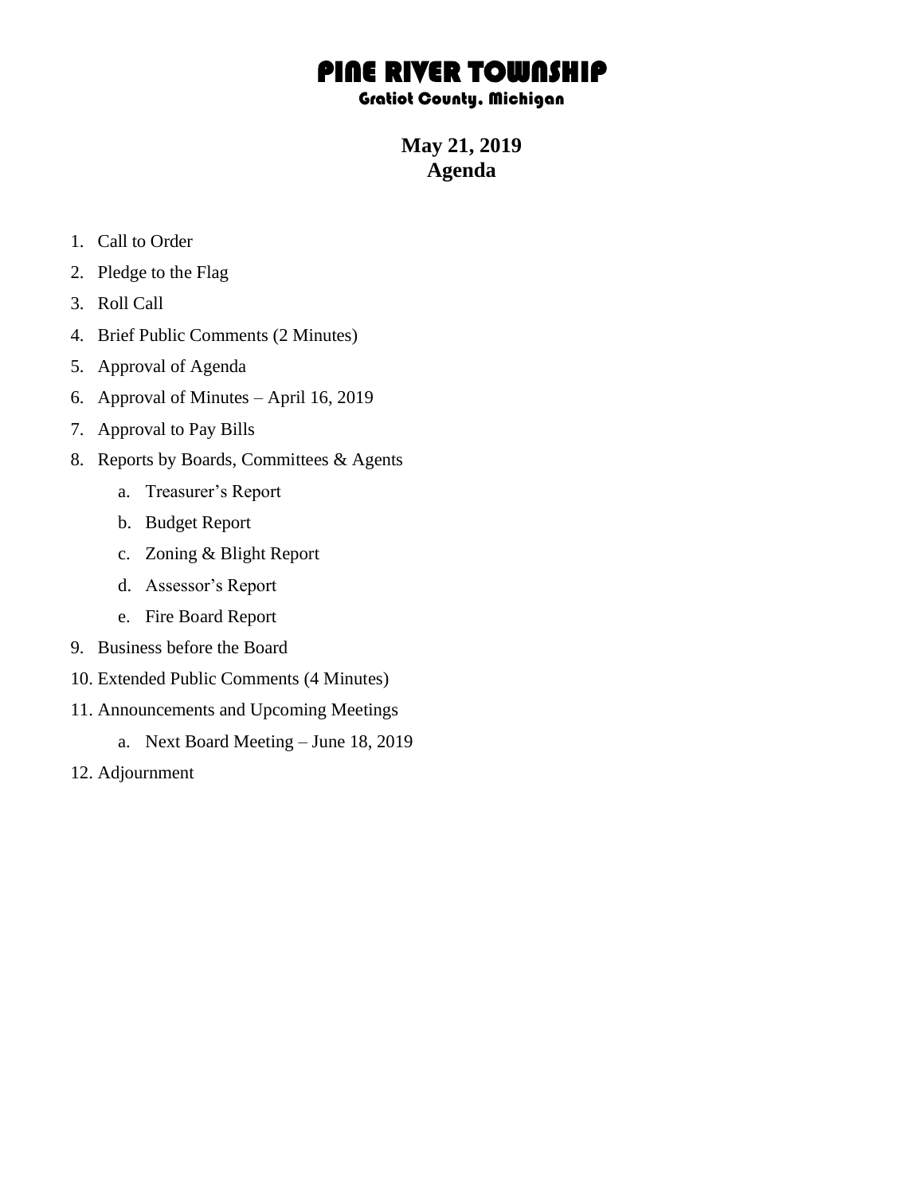# PINE RIVER TOWNSHIP

## Gratiot County, Michigan

**May 21, 2019**
**Agenda**

1. Call to Order
2. Pledge to the Flag
3. Roll Call
4. Brief Public Comments (2 Minutes)
5. Approval of Agenda
6. Approval of Minutes – April 16, 2019
7. Approval to Pay Bills
8. Reports by Boards, Committees & Agents
    a. Treasurer's Report
    b. Budget Report
    c. Zoning & Blight Report
    d. Assessor's Report
    e. Fire Board Report
9. Business before the Board
10. Extended Public Comments (4 Minutes)
11. Announcements and Upcoming Meetings
    a. Next Board Meeting – June 18, 2019
12. Adjournment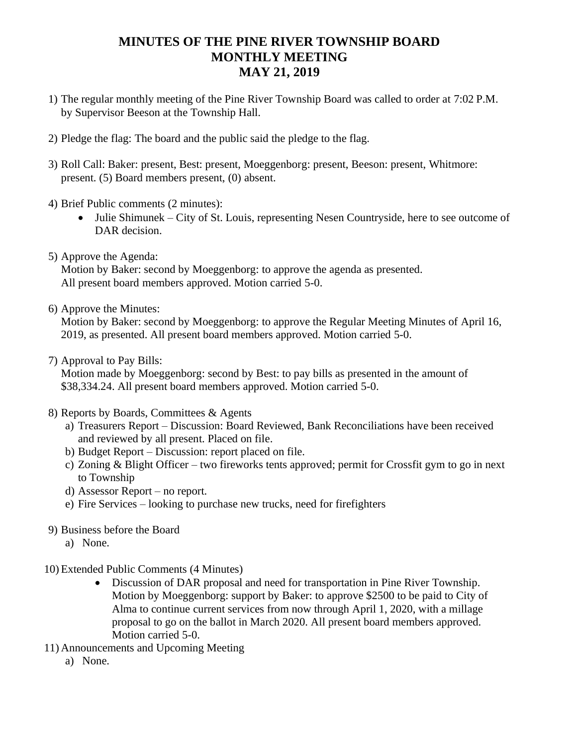# MINUTES OF THE PINE RIVER TOWNSHIP BOARD MONTHLY MEETING MAY 21, 2019

1) The regular monthly meeting of the Pine River Township Board was called to order at 7:02 P.M. by Supervisor Beeson at the Township Hall.

2) Pledge the flag: The board and the public said the pledge to the flag.

3) Roll Call: Baker: present, Best: present, Moeggenborg: present, Beeson: present, Whitmore: present. (5) Board members present, (0) absent.

4) Brief Public comments (2 minutes):
   - Julie Shimunek – City of St. Louis, representing Nesen Countryside, here to see outcome of DAR decision.

5) Approve the Agenda:
   Motion by Baker: second by Moeggenborg: to approve the agenda as presented. All present board members approved. Motion carried 5-0.

6) Approve the Minutes:
   Motion by Baker: second by Moeggenborg: to approve the Regular Meeting Minutes of April 16, 2019, as presented. All present board members approved. Motion carried 5-0.

7) Approval to Pay Bills:
   Motion made by Moeggenborg: second by Best: to pay bills as presented in the amount of $38,334.24. All present board members approved. Motion carried 5-0.

8) Reports by Boards, Committees & Agents
   a) Treasurers Report – Discussion: Board Reviewed, Bank Reconciliations have been received and reviewed by all present. Placed on file.
   b) Budget Report – Discussion: report placed on file.
   c) Zoning & Blight Officer – two fireworks tents approved; permit for Crossfit gym to go in next to Township
   d) Assessor Report – no report.
   e) Fire Services – looking to purchase new trucks, need for firefighters

9) Business before the Board
   a) None.

10) Extended Public Comments (4 Minutes)
    - Discussion of DAR proposal and need for transportation in Pine River Township. Motion by Moeggenborg: support by Baker: to approve $2500 to be paid to City of Alma to continue current services from now through April 1, 2020, with a millage proposal to go on the ballot in March 2020. All present board members approved. Motion carried 5-0.

11) Announcements and Upcoming Meeting
    a) None.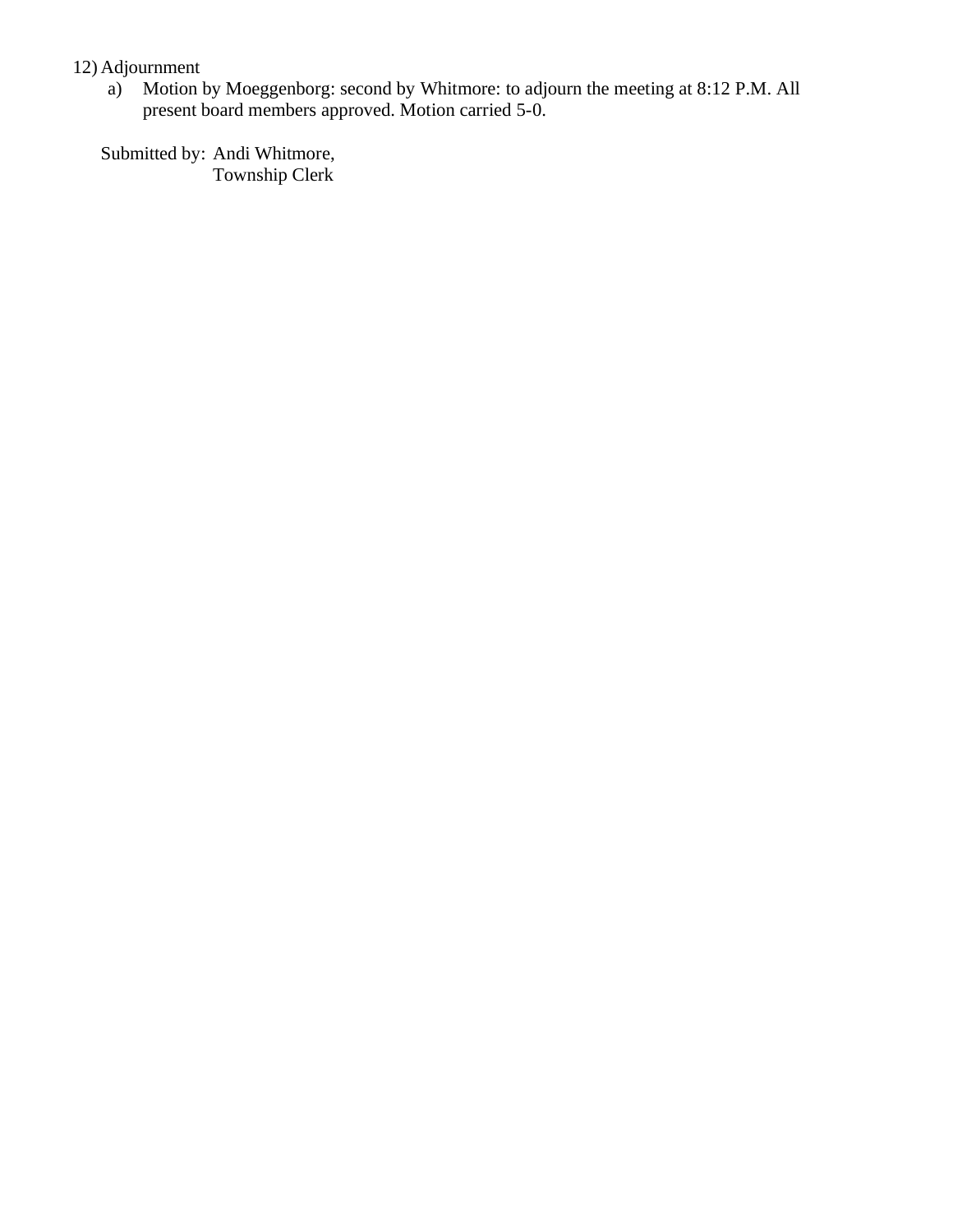12) Adjournment

   a) Motion by Moeggenborg: second by Whitmore: to adjourn the meeting at 8:12 P.M. All present board members approved. Motion carried 5-0.

Submitted by: Andi Whitmore,
Township Clerk